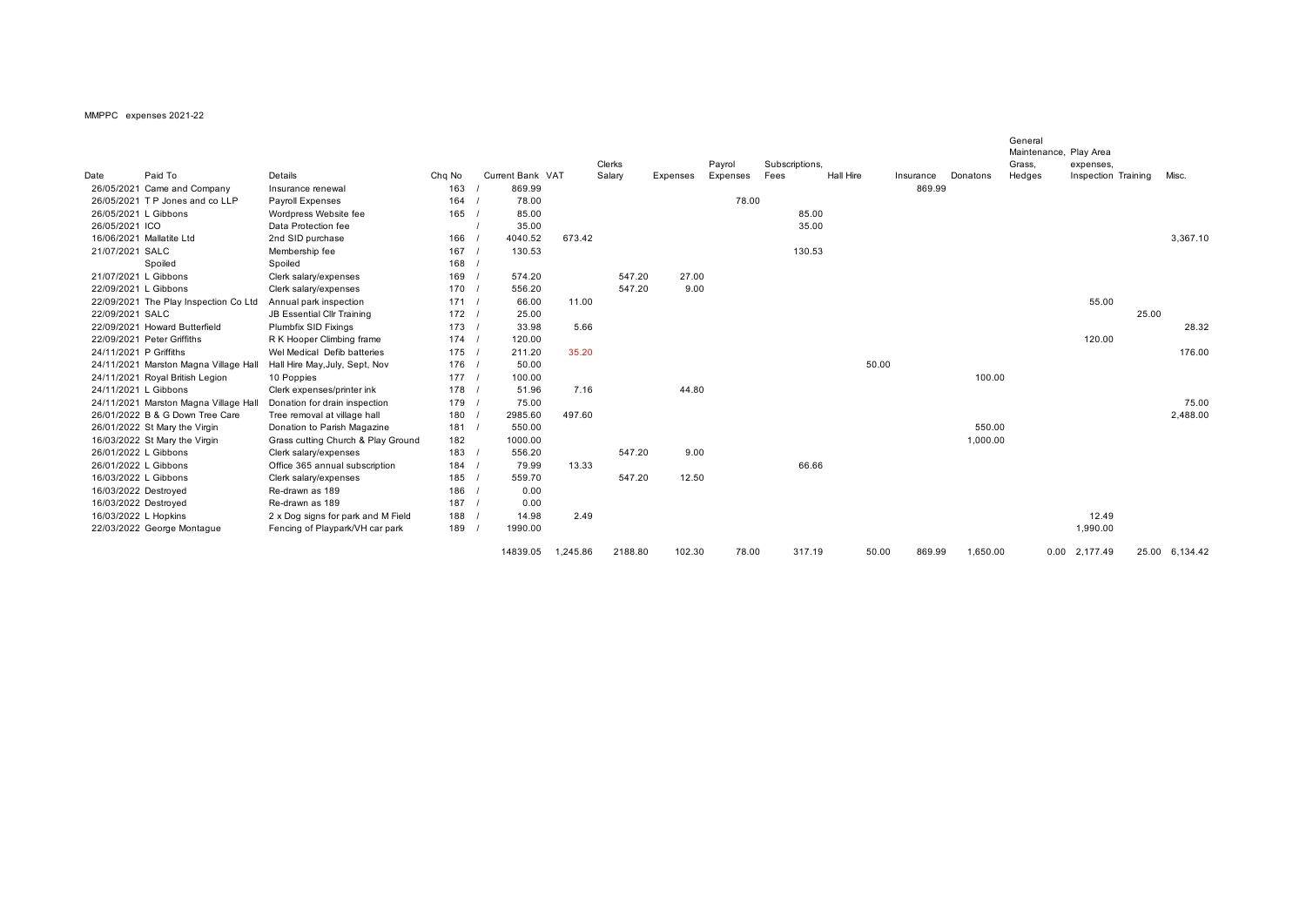MMPPC expenses 2021-22

| Date | Paid To | Details | Chq No | | Current Bank | VAT | Clerks Salary | Expenses | Payrol Expenses | Subscriptions, Fees | Hall Hire | Insurance | Donatons | General Maintenance, Grass, Hedges | Play Area expenses, Inspection | Training | Misc. |
|---|---|---|---|---|---|---|---|---|---|---|---|---|---|---|---|---|---|
| 26/05/2021 | Came and Company | Insurance renewal | 163 | / | 869.99 | | | | | | | 869.99 | | | | | |
| 26/05/2021 | T P Jones and co LLP | Payroll Expenses | 164 | / | 78.00 | | | | 78.00 | | | | | | | | |
| 26/05/2021 | L Gibbons | Wordpress Website fee | 165 | / | 85.00 | | | | | 85.00 | | | | | | | |
| 26/05/2021 | ICO | Data Protection fee | | / | 35.00 | | | | | 35.00 | | | | | | | |
| 16/06/2021 | Mallatite Ltd | 2nd SID purchase | 166 | / | 4040.52 | 673.42 | | | | | | | | | | | 3,367.10 |
| 21/07/2021 | SALC | Membership fee | 167 | / | 130.53 | | | | | 130.53 | | | | | | | |
| | Spoiled | Spoiled | 168 | / | | | | | | | | | | | | | |
| 21/07/2021 | L Gibbons | Clerk salary/expenses | 169 | / | 574.20 | | 547.20 | 27.00 | | | | | | | | | |
| 22/09/2021 | L Gibbons | Clerk salary/expenses | 170 | / | 556.20 | | 547.20 | 9.00 | | | | | | | | | |
| 22/09/2021 | The Play Inspection Co Ltd | Annual park inspection | 171 | / | 66.00 | 11.00 | | | | | | | | | 55.00 | | |
| 22/09/2021 | SALC | JB Essential Cllr Training | 172 | / | 25.00 | | | | | | | | | | | 25.00 | |
| 22/09/2021 | Howard Butterfield | Plumbfix SID Fixings | 173 | / | 33.98 | 5.66 | | | | | | | | | | | 28.32 |
| 22/09/2021 | Peter Griffiths | R K Hooper Climbing frame | 174 | / | 120.00 | | | | | | | | | | 120.00 | | |
| 24/11/2021 | P Griffiths | Wel Medical Defib batteries | 175 | / | 211.20 | 35.20 | | | | | | | | | | | 176.00 |
| 24/11/2021 | Marston Magna Village Hall | Hall Hire May,July, Sept, Nov | 176 | / | 50.00 | | | | | | 50.00 | | | | | | |
| 24/11/2021 | Royal British Legion | 10 Poppies | 177 | / | 100.00 | | | | | | | | 100.00 | | | | |
| 24/11/2021 | L Gibbons | Clerk expenses/printer ink | 178 | / | 51.96 | 7.16 | | 44.80 | | | | | | | | | |
| 24/11/2021 | Marston Magna Village Hall | Donation for drain inspection | 179 | / | 75.00 | | | | | | | | | | | | 75.00 |
| 26/01/2022 | B & G Down Tree Care | Tree removal at village hall | 180 | / | 2985.60 | 497.60 | | | | | | | | | | | 2,488.00 |
| 26/01/2022 | St Mary the Virgin | Donation to Parish Magazine | 181 | / | 550.00 | | | | | | | | 550.00 | | | | |
| 16/03/2022 | St Mary the Virgin | Grass cutting Church & Play Ground | 182 | | 1000.00 | | | | | | | | 1,000.00 | | | | |
| 26/01/2022 | L Gibbons | Clerk salary/expenses | 183 | / | 556.20 | | 547.20 | 9.00 | | | | | | | | | |
| 26/01/2022 | L Gibbons | Office 365 annual subscription | 184 | / | 79.99 | 13.33 | | | | 66.66 | | | | | | | |
| 16/03/2022 | L Gibbons | Clerk salary/expenses | 185 | / | 559.70 | | 547.20 | 12.50 | | | | | | | | | |
| 16/03/2022 | Destroyed | Re-drawn as 189 | 186 | / | 0.00 | | | | | | | | | | | | |
| 16/03/2022 | Destroyed | Re-drawn as 189 | 187 | / | 0.00 | | | | | | | | | | | | |
| 16/03/2022 | L Hopkins | 2 x Dog signs for park and M Field | 188 | / | 14.98 | 2.49 | | | | | | | | | 12.49 | | |
| 22/03/2022 | George Montague | Fencing of Playpark/VH car park | 189 | / | 1990.00 | | | | | | | | | | 1,990.00 | | |
| | | | | | 14839.05 | 1,245.86 | 2188.80 | 102.30 | 78.00 | 317.19 | 50.00 | 869.99 | 1,650.00 | 0.00 | 2,177.49 | 25.00 | 6,134.42 |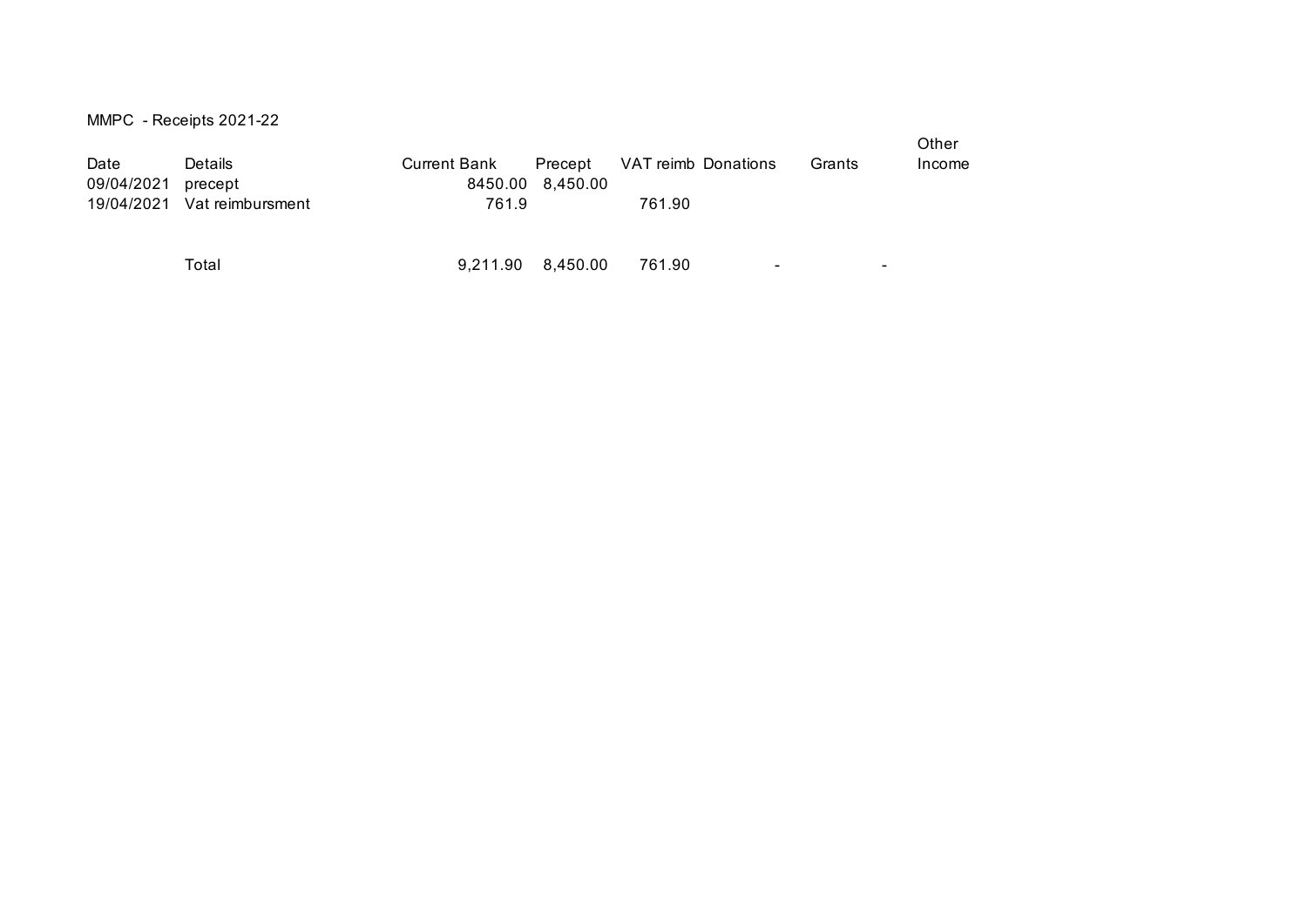MMPC - Receipts 2021-22

| Date | Details | Current Bank | Precept | VAT reimb | Donations | Grants | Other Income |
|---|---|---|---|---|---|---|---|
| 09/04/2021 | precept | 8450.00 | 8,450.00 | | | | |
| 19/04/2021 | Vat reimbursment | 761.9 | | 761.90 | | | |
| | Total | 9,211.90 | 8,450.00 | 761.90 | - | - | |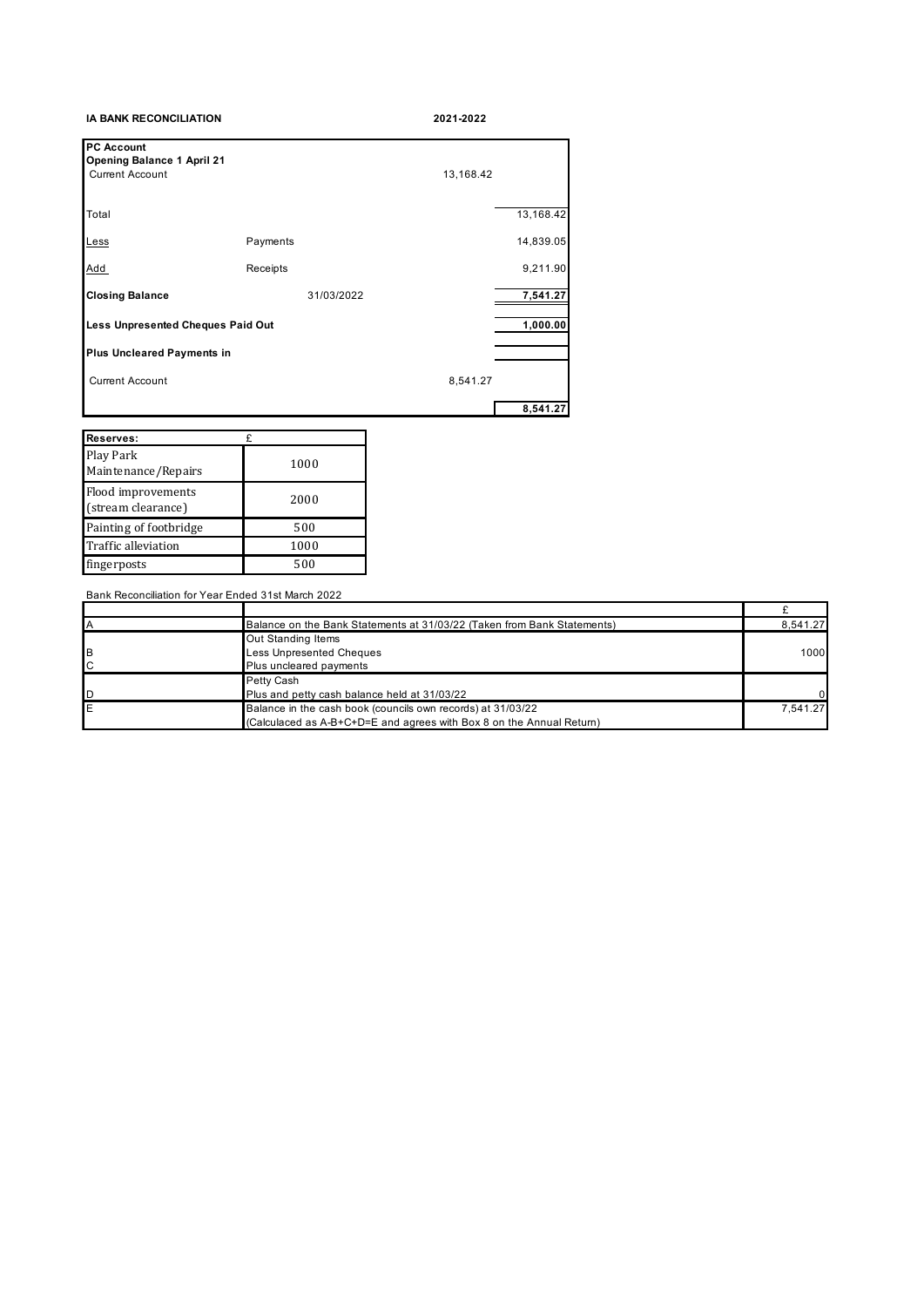**IA BANK RECONCILIATION** **2021-2022**

| | | | |
|---|---|---|---|
| **PC Account** | | | |
| **Opening Balance 1 April 21** | | | |
| Current Account | | 13,168.42 | |
| Total | | | 13,168.42 |
| Less | Payments | | 14,839.05 |
| Add | Receipts | | 9,211.90 |
| **Closing Balance** | 31/03/2022 | | **7,541.27** |
| **Less Unpresented Cheques Paid Out** | | | **1,000.00** |
| **Plus Uncleared Payments in** | | | |
| Current Account | | 8,541.27 | |
| | | | **8,541.27** |

| **Reserves:** | £ |
|---|---|
| Play Park Maintenance/Repairs | 1000 |
| Flood improvements (stream clearance) | 2000 |
| Painting of footbridge | 500 |
| Traffic alleviation | 1000 |
| fingerposts | 500 |

Bank Reconciliation for Year Ended 31st March 2022

| | | £ |
|---|---|---|
| A | Balance on the Bank Statements at 31/03/22 (Taken from Bank Statements) | 8,541.27 |
| B<br>C | Out Standing Items<br>Less Unpresented Cheques<br>Plus uncleared payments | 1000 |
| D | Petty Cash<br>Plus and petty cash balance held at 31/03/22 | 0 |
| E | Balance in the cash book (councils own records) at 31/03/22<br>(Calculaced as A-B+C+D=E and agrees with Box 8 on the Annual Return) | 7,541.27 |